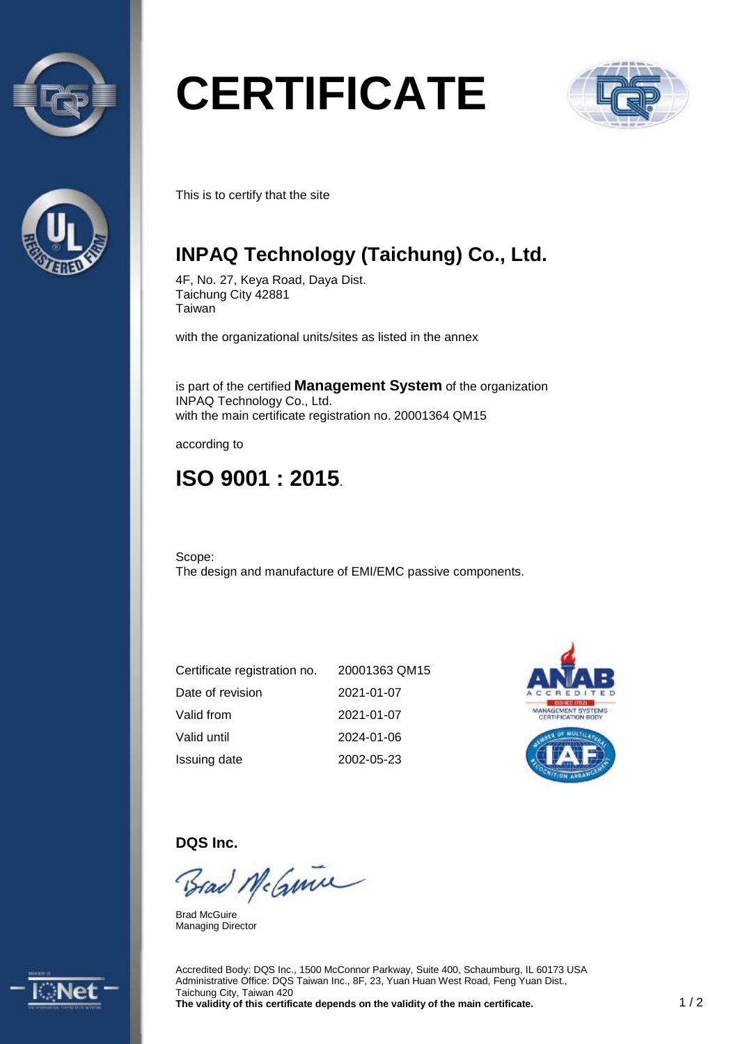# CERTIFICATE

This is to certify that the site

## INPAQ Technology (Taichung) Co., Ltd.

4F, No. 27, Keya Road, Daya Dist.
Taichung City 42881
Taiwan

with the organizational units/sites as listed in the annex

is part of the certified **Management System** of the organization
INPAQ Technology Co., Ltd.
with the main certificate registration no. 20001364 QM15

according to

## ISO 9001 : 2015.

Scope:
The design and manufacture of EMI/EMC passive components.

| | |
|---|---|
| Certificate registration no. | 20001363 QM15 |
| Date of revision | 2021-01-07 |
| Valid from | 2021-01-07 |
| Valid until | 2024-01-06 |
| Issuing date | 2002-05-23 |

**DQS Inc.**

Brad McGuire
Managing Director

Accredited Body: DQS Inc., 1500 McConnor Parkway, Suite 400, Schaumburg, IL 60173 USA
Administrative Office: DQS Taiwan Inc., 8F, 23, Yuan Huan West Road, Feng Yuan Dist., Taichung City, Taiwan 420
**The validity of this certificate depends on the validity of the main certificate.**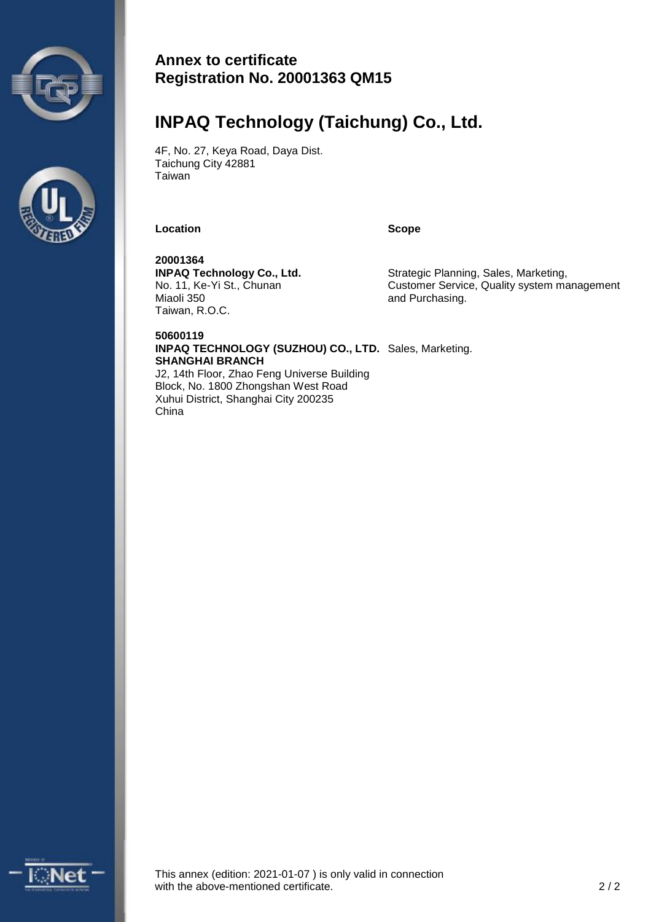**Annex to certificate**
**Registration No. 20001363 QM15**

# INPAQ Technology (Taichung) Co., Ltd.

4F, No. 27, Keya Road, Daya Dist.
Taichung City 42881
Taiwan

| Location | Scope |
| --- | --- |
| **20001364**<br>**INPAQ Technology Co., Ltd.**<br>No. 11, Ke-Yi St., Chunan<br>Miaoli 350<br>Taiwan, R.O.C. | Strategic Planning, Sales, Marketing, Customer Service, Quality system management and Purchasing. |
| **50600119**<br>**INPAQ TECHNOLOGY (SUZHOU) CO., LTD. SHANGHAI BRANCH**<br>J2, 14th Floor, Zhao Feng Universe Building Block, No. 1800 Zhongshan West Road<br>Xuhui District, Shanghai City 200235<br>China | Sales, Marketing. |

This annex (edition: 2021-01-07 ) is only valid in connection with the above-mentioned certificate.